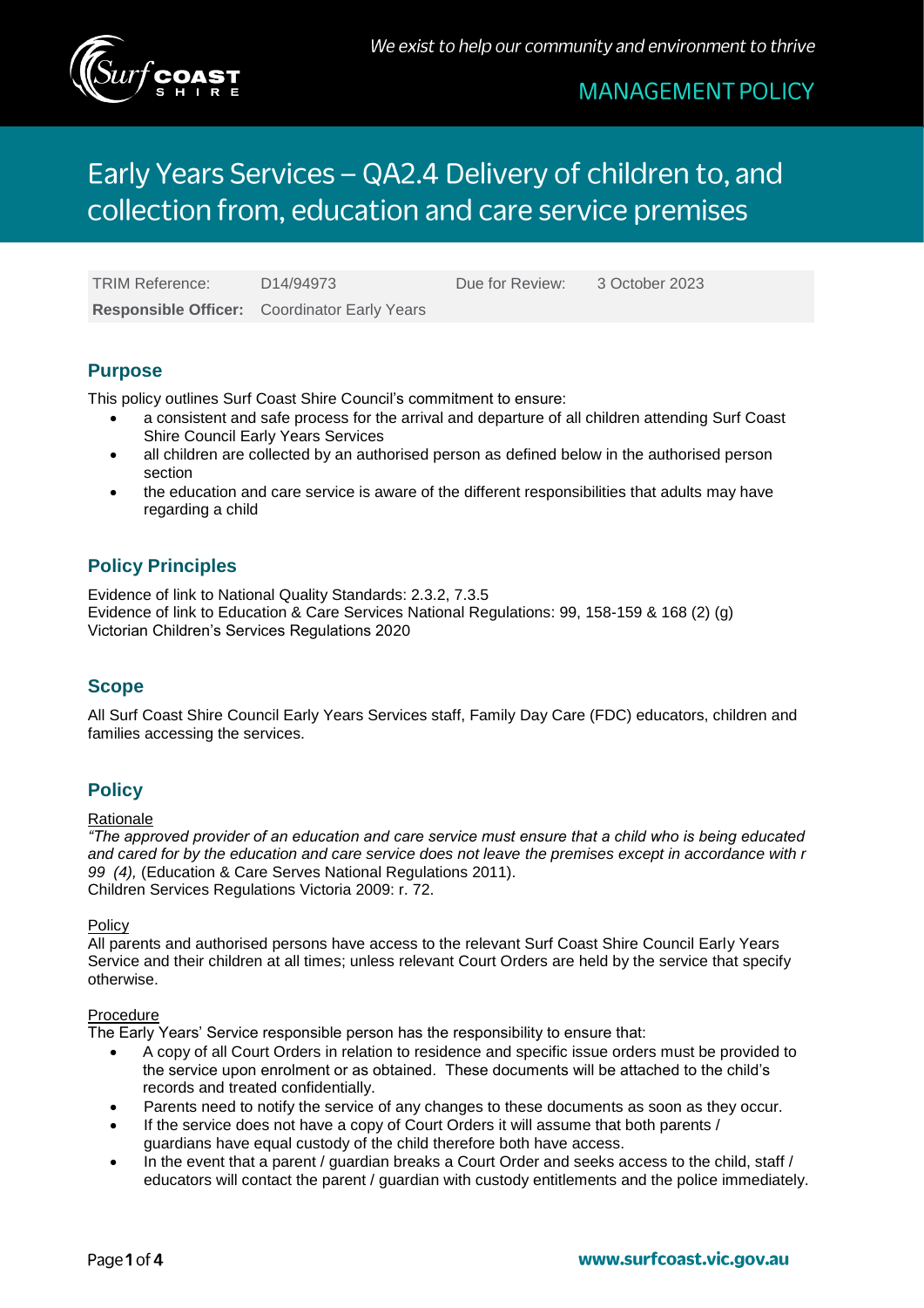MANAGEMENT POLICY

We exist to help our community and environment to thrive

# Early Years Services – QA2.4 Delivery of children to, and collection from, education and care service premises

| TRIM Reference: | D14/94973 | Due for Review: | 3 October 2023 |
| --- | --- | --- | --- |
| **Responsible Officer:** | Coordinator Early Years | | |

## Purpose

This policy outlines Surf Coast Shire Council's commitment to ensure:

- a consistent and safe process for the arrival and departure of all children attending Surf Coast Shire Council Early Years Services
- all children are collected by an authorised person as defined below in the authorised person section
- the education and care service is aware of the different responsibilities that adults may have regarding a child

## Policy Principles

Evidence of link to National Quality Standards: 2.3.2, 7.3.5
Evidence of link to Education & Care Services National Regulations: 99, 158-159 & 168 (2) (g)
Victorian Children's Services Regulations 2020

## Scope

All Surf Coast Shire Council Early Years Services staff, Family Day Care (FDC) educators, children and families accessing the services.

## Policy

Rationale

*"The approved provider of an education and care service must ensure that a child who is being educated and cared for by the education and care service does not leave the premises except in accordance with r 99 (4),* (Education & Care Serves National Regulations 2011).
Children Services Regulations Victoria 2009: r. 72.

Policy

All parents and authorised persons have access to the relevant Surf Coast Shire Council Early Years Service and their children at all times; unless relevant Court Orders are held by the service that specify otherwise.

Procedure

The Early Years' Service responsible person has the responsibility to ensure that:

- A copy of all Court Orders in relation to residence and specific issue orders must be provided to the service upon enrolment or as obtained. These documents will be attached to the child's records and treated confidentially.
- Parents need to notify the service of any changes to these documents as soon as they occur.
- If the service does not have a copy of Court Orders it will assume that both parents / guardians have equal custody of the child therefore both have access.
- In the event that a parent / guardian breaks a Court Order and seeks access to the child, staff / educators will contact the parent / guardian with custody entitlements and the police immediately.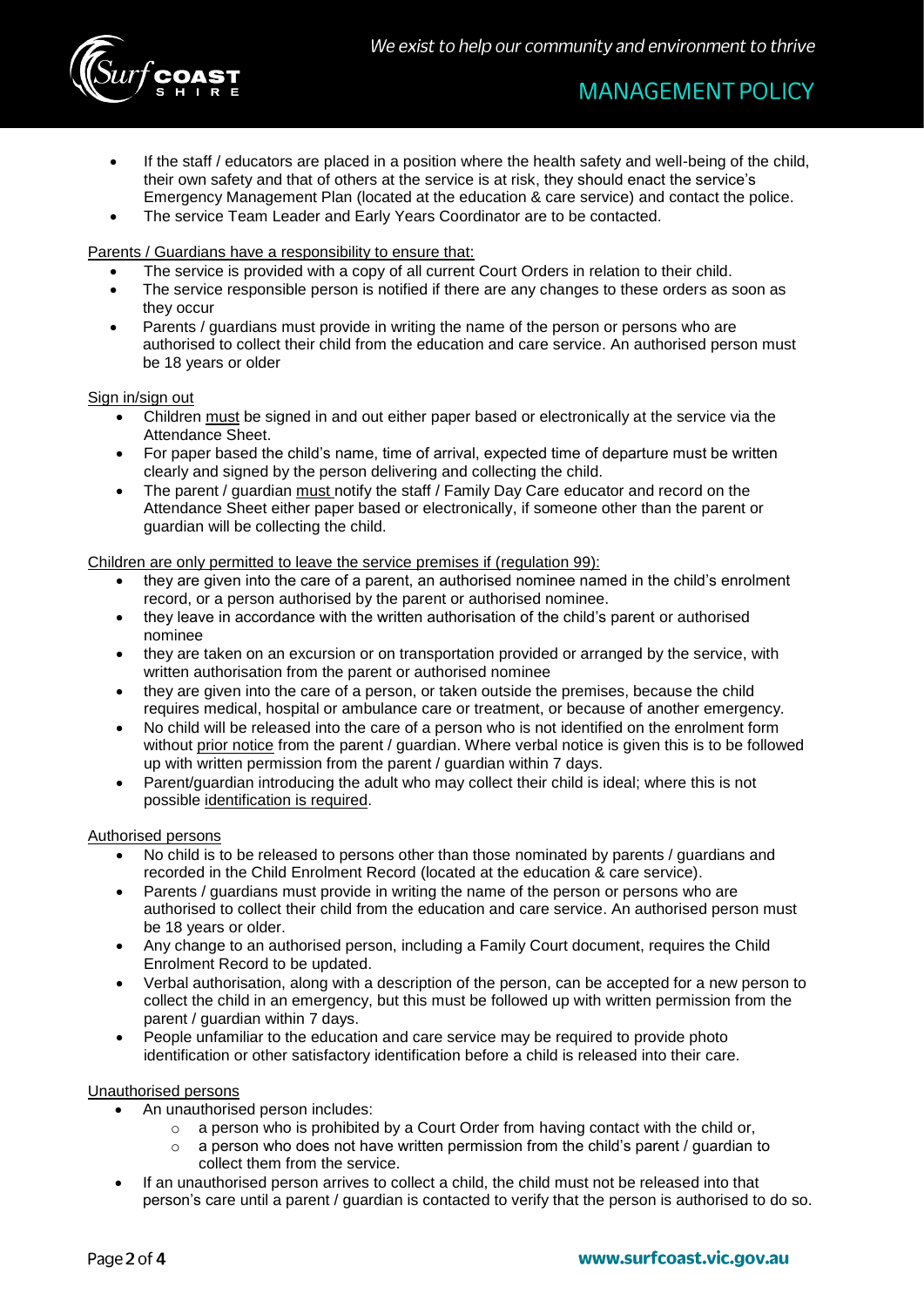- If the staff / educators are placed in a position where the health safety and well-being of the child, their own safety and that of others at the service is at risk, they should enact the service's Emergency Management Plan (located at the education & care service) and contact the police.
- The service Team Leader and Early Years Coordinator are to be contacted.

<u>Parents / Guardians have a responsibility to ensure that:</u>

- The service is provided with a copy of all current Court Orders in relation to their child.
- The service responsible person is notified if there are any changes to these orders as soon as they occur
- Parents / guardians must provide in writing the name of the person or persons who are authorised to collect their child from the education and care service. An authorised person must be 18 years or older

<u>Sign in/sign out</u>

- Children <u>must</u> be signed in and out either paper based or electronically at the service via the Attendance Sheet.
- For paper based the child's name, time of arrival, expected time of departure must be written clearly and signed by the person delivering and collecting the child.
- The parent / guardian <u>must</u> notify the staff / Family Day Care educator and record on the Attendance Sheet either paper based or electronically, if someone other than the parent or guardian will be collecting the child.

<u>Children are only permitted to leave the service premises if (regulation 99):</u>

- they are given into the care of a parent, an authorised nominee named in the child's enrolment record, or a person authorised by the parent or authorised nominee.
- they leave in accordance with the written authorisation of the child's parent or authorised nominee
- they are taken on an excursion or on transportation provided or arranged by the service, with written authorisation from the parent or authorised nominee
- they are given into the care of a person, or taken outside the premises, because the child requires medical, hospital or ambulance care or treatment, or because of another emergency.
- No child will be released into the care of a person who is not identified on the enrolment form without <u>prior notice</u> from the parent / guardian. Where verbal notice is given this is to be followed up with written permission from the parent / guardian within 7 days.
- Parent/guardian introducing the adult who may collect their child is ideal; where this is not possible <u>identification is required</u>.

<u>Authorised persons</u>

- No child is to be released to persons other than those nominated by parents / guardians and recorded in the Child Enrolment Record (located at the education & care service).
- Parents / guardians must provide in writing the name of the person or persons who are authorised to collect their child from the education and care service. An authorised person must be 18 years or older.
- Any change to an authorised person, including a Family Court document, requires the Child Enrolment Record to be updated.
- Verbal authorisation, along with a description of the person, can be accepted for a new person to collect the child in an emergency, but this must be followed up with written permission from the parent / guardian within 7 days.
- People unfamiliar to the education and care service may be required to provide photo identification or other satisfactory identification before a child is released into their care.

<u>Unauthorised persons</u>

- An unauthorised person includes:
  - a person who is prohibited by a Court Order from having contact with the child or,
  - a person who does not have written permission from the child's parent / guardian to collect them from the service.
- If an unauthorised person arrives to collect a child, the child must not be released into that person's care until a parent / guardian is contacted to verify that the person is authorised to do so.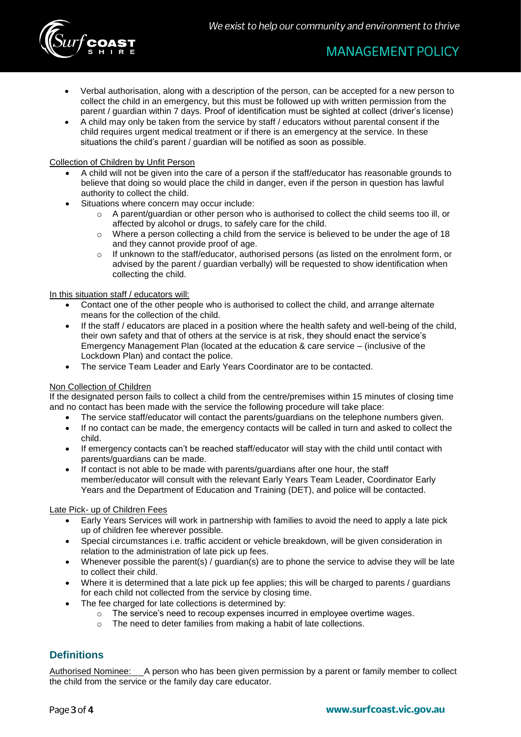- Verbal authorisation, along with a description of the person, can be accepted for a new person to collect the child in an emergency, but this must be followed up with written permission from the parent / guardian within 7 days. Proof of identification must be sighted at collect (driver's license)
- A child may only be taken from the service by staff / educators without parental consent if the child requires urgent medical treatment or if there is an emergency at the service. In these situations the child's parent / guardian will be notified as soon as possible.

Collection of Children by Unfit Person

- A child will not be given into the care of a person if the staff/educator has reasonable grounds to believe that doing so would place the child in danger, even if the person in question has lawful authority to collect the child.
- Situations where concern may occur include:
  - A parent/guardian or other person who is authorised to collect the child seems too ill, or affected by alcohol or drugs, to safely care for the child.
  - Where a person collecting a child from the service is believed to be under the age of 18 and they cannot provide proof of age.
  - If unknown to the staff/educator, authorised persons (as listed on the enrolment form, or advised by the parent / guardian verbally) will be requested to show identification when collecting the child.

In this situation staff / educators will:

- Contact one of the other people who is authorised to collect the child, and arrange alternate means for the collection of the child.
- If the staff / educators are placed in a position where the health safety and well-being of the child, their own safety and that of others at the service is at risk, they should enact the service's Emergency Management Plan (located at the education & care service – (inclusive of the Lockdown Plan) and contact the police.
- The service Team Leader and Early Years Coordinator are to be contacted.

Non Collection of Children

If the designated person fails to collect a child from the centre/premises within 15 minutes of closing time and no contact has been made with the service the following procedure will take place:

- The service staff/educator will contact the parents/guardians on the telephone numbers given.
- If no contact can be made, the emergency contacts will be called in turn and asked to collect the child.
- If emergency contacts can't be reached staff/educator will stay with the child until contact with parents/guardians can be made.
- If contact is not able to be made with parents/guardians after one hour, the staff member/educator will consult with the relevant Early Years Team Leader, Coordinator Early Years and the Department of Education and Training (DET), and police will be contacted.

Late Pick- up of Children Fees

- Early Years Services will work in partnership with families to avoid the need to apply a late pick up of children fee wherever possible.
- Special circumstances i.e. traffic accident or vehicle breakdown, will be given consideration in relation to the administration of late pick up fees.
- Whenever possible the parent(s) / guardian(s) are to phone the service to advise they will be late to collect their child.
- Where it is determined that a late pick up fee applies; this will be charged to parents / guardians for each child not collected from the service by closing time.
- The fee charged for late collections is determined by:
  - The service's need to recoup expenses incurred in employee overtime wages.
  - The need to deter families from making a habit of late collections.

## Definitions

Authorised Nominee: A person who has been given permission by a parent or family member to collect the child from the service or the family day care educator.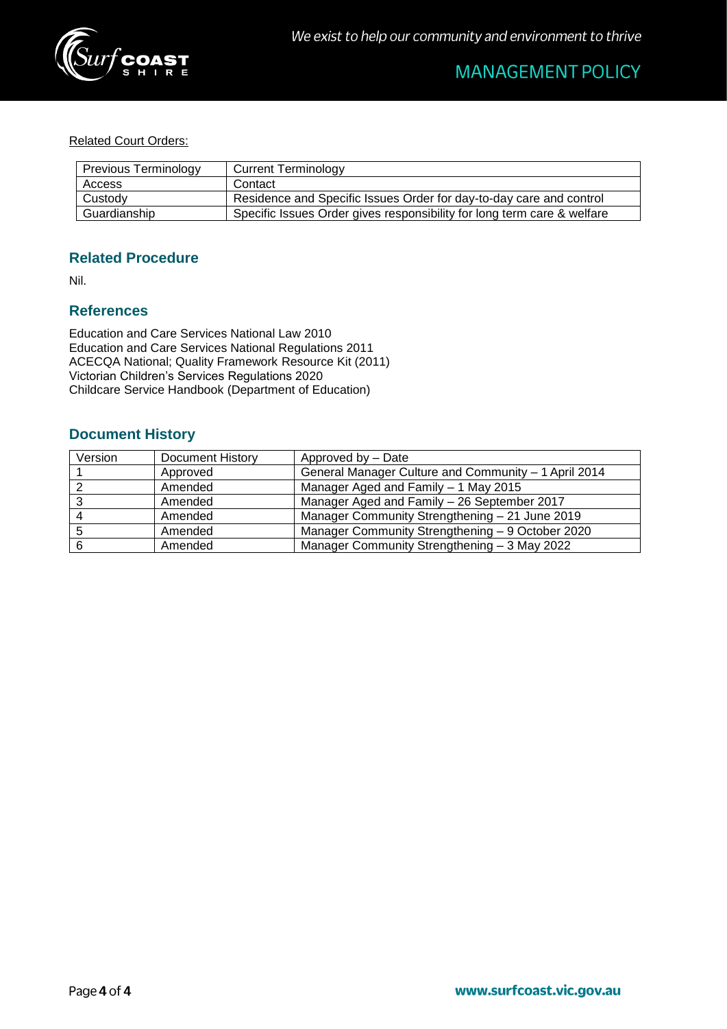Related Court Orders:

| Previous Terminology | Current Terminology |
| --- | --- |
| Access | Contact |
| Custody | Residence and Specific Issues Order for day-to-day care and control |
| Guardianship | Specific Issues Order gives responsibility for long term care & welfare |

## Related Procedure

Nil.

## References

Education and Care Services National Law 2010
Education and Care Services National Regulations 2011
ACECQA National; Quality Framework Resource Kit (2011)
Victorian Children's Services Regulations 2020
Childcare Service Handbook (Department of Education)

## Document History

| Version | Document History | Approved by – Date |
| --- | --- | --- |
| 1 | Approved | General Manager Culture and Community – 1 April 2014 |
| 2 | Amended | Manager Aged and Family – 1 May 2015 |
| 3 | Amended | Manager Aged and Family – 26 September 2017 |
| 4 | Amended | Manager Community Strengthening – 21 June 2019 |
| 5 | Amended | Manager Community Strengthening – 9 October 2020 |
| 6 | Amended | Manager Community Strengthening – 3 May 2022 |